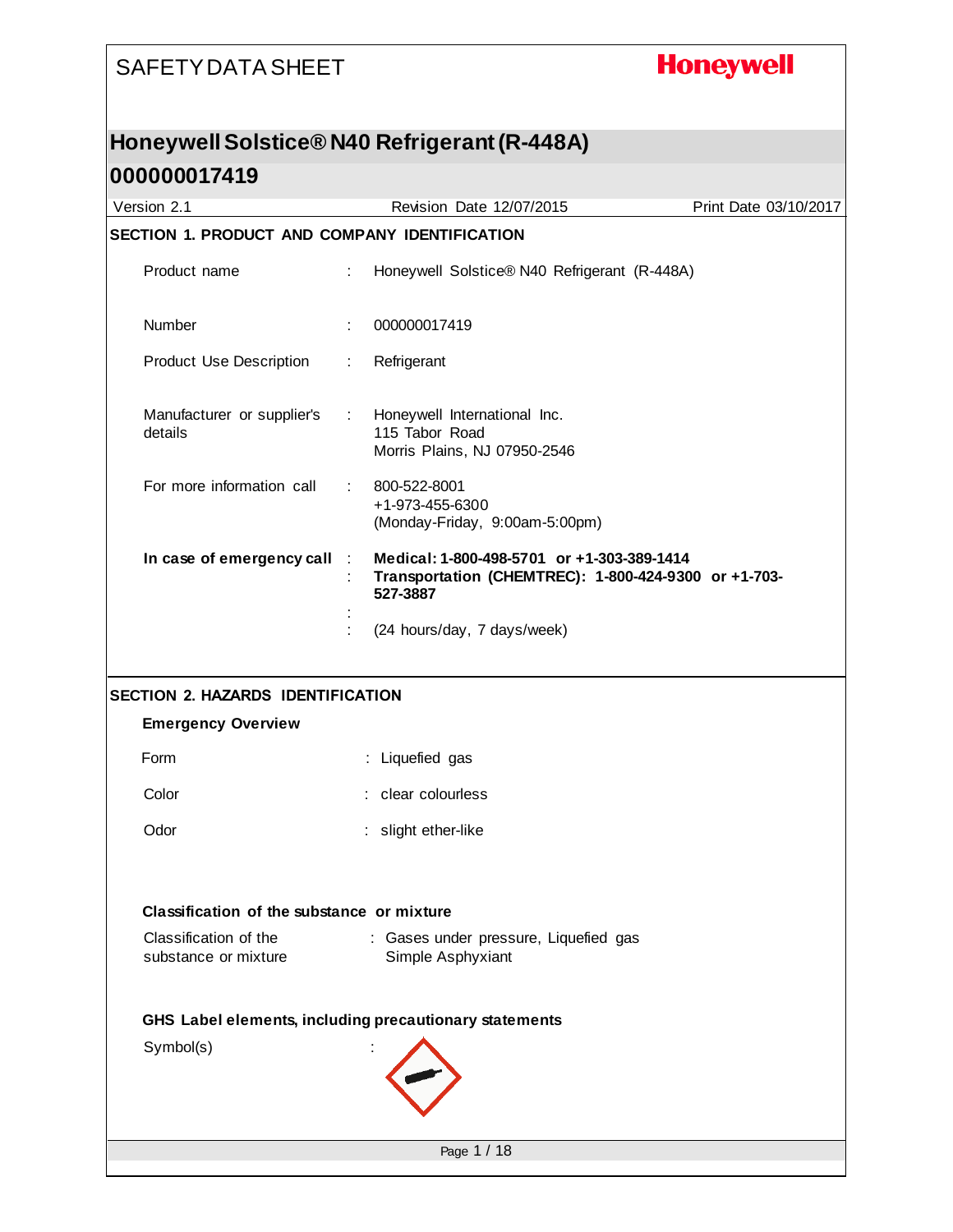SAFETY DATA SHEET

**Honeywell**

# Honeywell Solstice® N40 Refrigerant (R-448A)

# 000000017419

Version 2.1 | Revision Date 12/07/2015 | Print Date 03/10/2017

## SECTION 1. PRODUCT AND COMPANY IDENTIFICATION

Product name : Honeywell Solstice® N40 Refrigerant (R-448A)

Number : 000000017419

Product Use Description : Refrigerant

Manufacturer or supplier's details : Honeywell International Inc.
115 Tabor Road
Morris Plains, NJ 07950-2546

For more information call : 800-522-8001
+1-973-455-6300
(Monday-Friday, 9:00am-5:00pm)

**In case of emergency call** : **Medical: 1-800-498-5701 or +1-303-389-1414**
: **Transportation (CHEMTREC): 1-800-424-9300 or +1-703-527-3887**
:
: (24 hours/day, 7 days/week)

## SECTION 2. HAZARDS IDENTIFICATION

### Emergency Overview

Form : Liquefied gas

Color : clear colourless

Odor : slight ether-like

### Classification of the substance or mixture

Classification of the substance or mixture : Gases under pressure, Liquefied gas
Simple Asphyxiant

### GHS Label elements, including precautionary statements

Symbol(s) :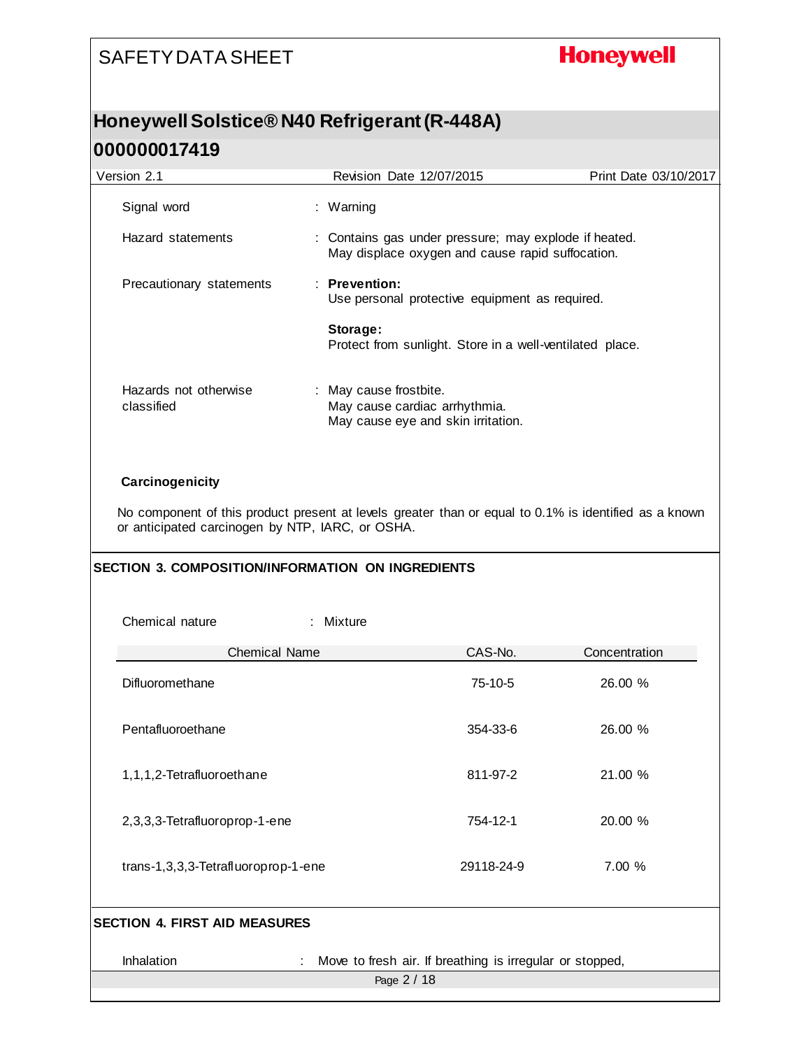Signal word : Warning

Hazard statements : Contains gas under pressure; may explode if heated. May displace oxygen and cause rapid suffocation.

Precautionary statements : **Prevention:**
Use personal protective equipment as required.

**Storage:**
Protect from sunlight. Store in a well-ventilated place.

Hazards not otherwise classified : May cause frostbite.
May cause cardiac arrhythmia.
May cause eye and skin irritation.

**Carcinogenicity**

No component of this product present at levels greater than or equal to 0.1% is identified as a known or anticipated carcinogen by NTP, IARC, or OSHA.

## SECTION 3. COMPOSITION/INFORMATION ON INGREDIENTS

Chemical nature : Mixture

| Chemical Name | CAS-No. | Concentration |
|---|---|---|
| Difluoromethane | 75-10-5 | 26.00 % |
| Pentafluoroethane | 354-33-6 | 26.00 % |
| 1,1,1,2-Tetrafluoroethane | 811-97-2 | 21.00 % |
| 2,3,3,3-Tetrafluoroprop-1-ene | 754-12-1 | 20.00 % |
| trans-1,3,3,3-Tetrafluoroprop-1-ene | 29118-24-9 | 7.00 % |

## SECTION 4. FIRST AID MEASURES

Inhalation : Move to fresh air. If breathing is irregular or stopped,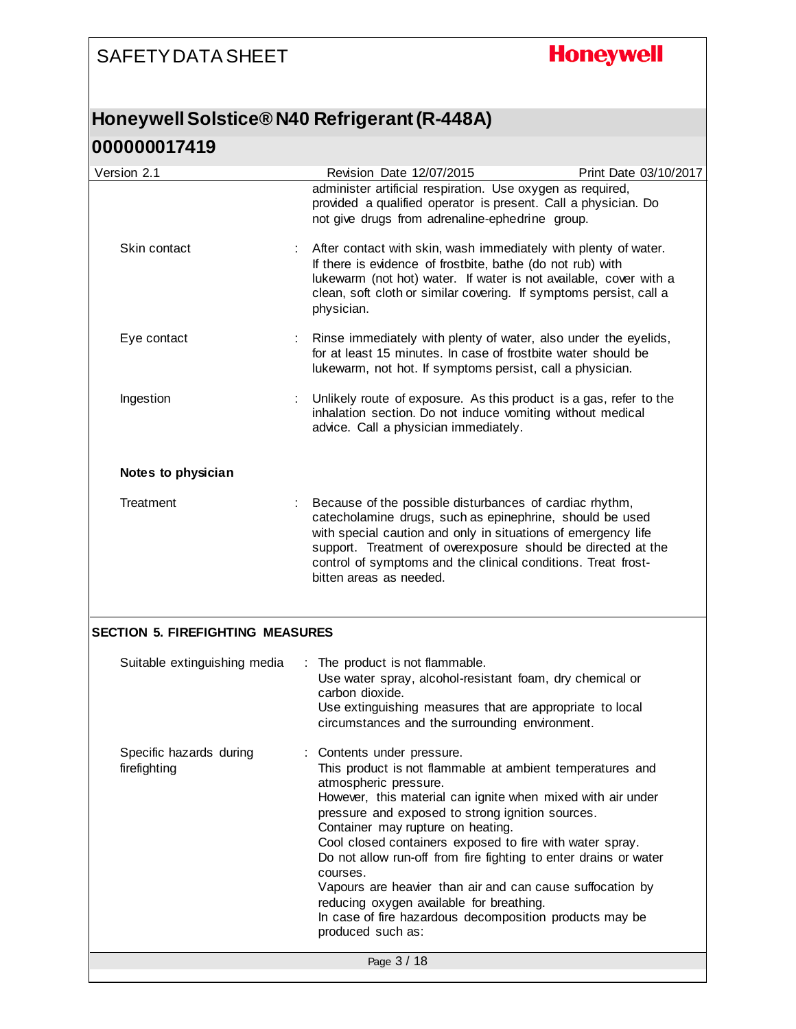administer artificial respiration. Use oxygen as required, provided a qualified operator is present. Call a physician. Do not give drugs from adrenaline-ephedrine group.

| | | |
|---|---|---|
| Skin contact | : | After contact with skin, wash immediately with plenty of water. If there is evidence of frostbite, bathe (do not rub) with lukewarm (not hot) water. If water is not available, cover with a clean, soft cloth or similar covering. If symptoms persist, call a physician. |
| Eye contact | : | Rinse immediately with plenty of water, also under the eyelids, for at least 15 minutes. In case of frostbite water should be lukewarm, not hot. If symptoms persist, call a physician. |
| Ingestion | : | Unlikely route of exposure. As this product is a gas, refer to the inhalation section. Do not induce vomiting without medical advice. Call a physician immediately. |

**Notes to physician**

| | | |
|---|---|---|
| Treatment | : | Because of the possible disturbances of cardiac rhythm, catecholamine drugs, such as epinephrine, should be used with special caution and only in situations of emergency life support. Treatment of overexposure should be directed at the control of symptoms and the clinical conditions. Treat frost-bitten areas as needed. |

## SECTION 5. FIREFIGHTING MEASURES

| | | |
|---|---|---|
| Suitable extinguishing media | : | The product is not flammable.<br>Use water spray, alcohol-resistant foam, dry chemical or carbon dioxide.<br>Use extinguishing measures that are appropriate to local circumstances and the surrounding environment. |
| Specific hazards during firefighting | : | Contents under pressure.<br>This product is not flammable at ambient temperatures and atmospheric pressure.<br>However, this material can ignite when mixed with air under pressure and exposed to strong ignition sources.<br>Container may rupture on heating.<br>Cool closed containers exposed to fire with water spray.<br>Do not allow run-off from fire fighting to enter drains or water courses.<br>Vapours are heavier than air and can cause suffocation by reducing oxygen available for breathing.<br>In case of fire hazardous decomposition products may be produced such as: |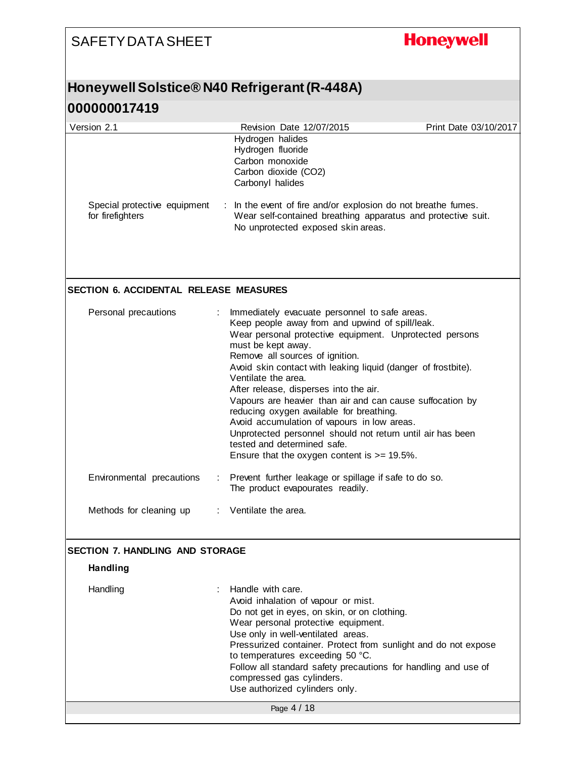Hydrogen halides
Hydrogen fluoride
Carbon monoxide
Carbon dioxide ($CO_2$)
Carbonyl halides

| | | |
|---|---|---|
| Special protective equipment for firefighters | : | In the event of fire and/or explosion do not breathe fumes. Wear self-contained breathing apparatus and protective suit. No unprotected exposed skin areas. |

## SECTION 6. ACCIDENTAL RELEASE MEASURES

| | | |
|---|---|---|
| Personal precautions | : | Immediately evacuate personnel to safe areas.<br>Keep people away from and upwind of spill/leak.<br>Wear personal protective equipment. Unprotected persons must be kept away.<br>Remove all sources of ignition.<br>Avoid skin contact with leaking liquid (danger of frostbite).<br>Ventilate the area.<br>After release, disperses into the air.<br>Vapours are heavier than air and can cause suffocation by reducing oxygen available for breathing.<br>Avoid accumulation of vapours in low areas.<br>Unprotected personnel should not return until air has been tested and determined safe.<br>Ensure that the oxygen content is >= 19.5%. |
| Environmental precautions | : | Prevent further leakage or spillage if safe to do so.<br>The product evapourates readily. |
| Methods for cleaning up | : | Ventilate the area. |

## SECTION 7. HANDLING AND STORAGE

### Handling

| | | |
|---|---|---|
| Handling | : | Handle with care.<br>Avoid inhalation of vapour or mist.<br>Do not get in eyes, on skin, or on clothing.<br>Wear personal protective equipment.<br>Use only in well-ventilated areas.<br>Pressurized container. Protect from sunlight and do not expose to temperatures exceeding 50 °C.<br>Follow all standard safety precautions for handling and use of compressed gas cylinders.<br>Use authorized cylinders only. |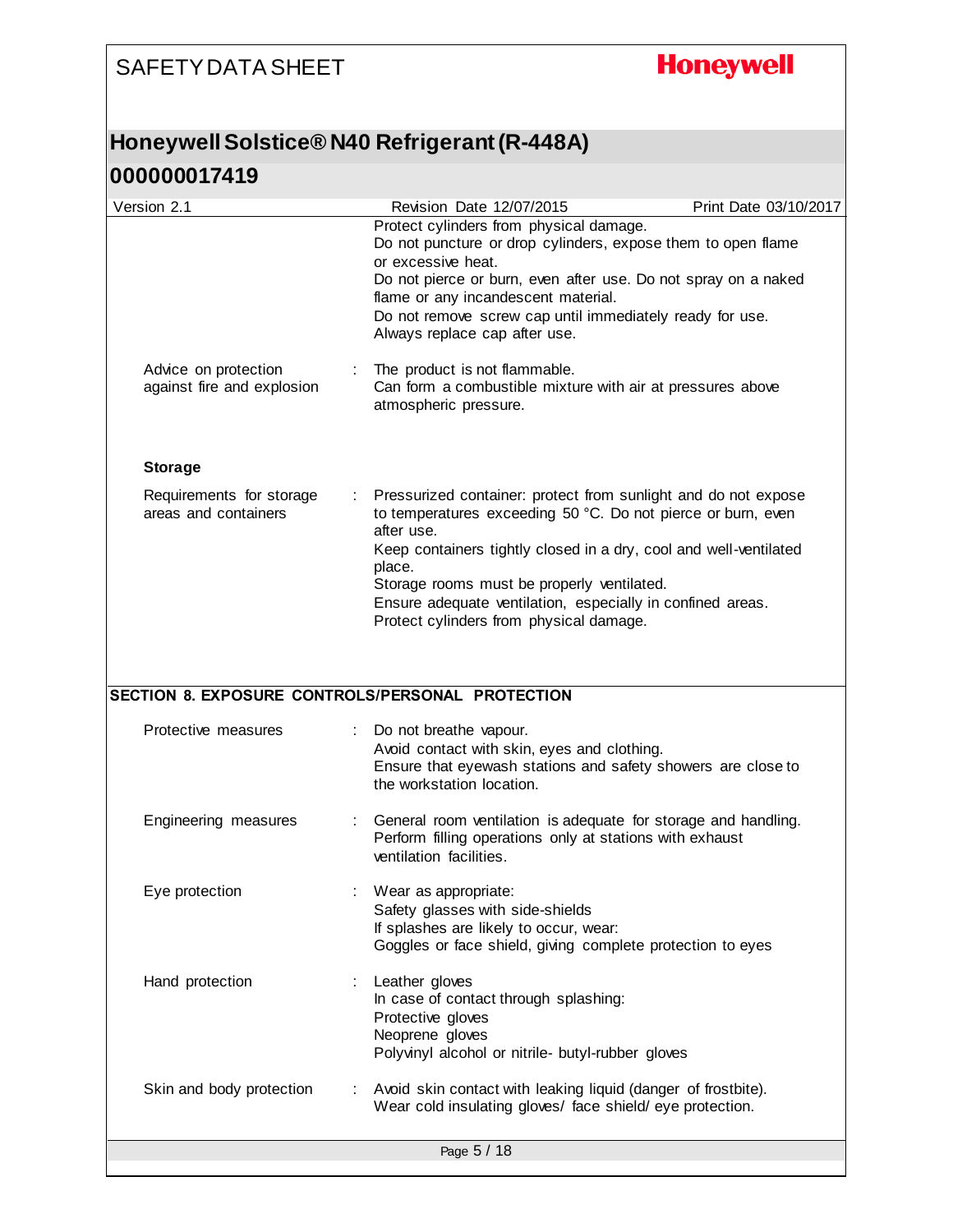Protect cylinders from physical damage.
Do not puncture or drop cylinders, expose them to open flame or excessive heat.
Do not pierce or burn, even after use. Do not spray on a naked flame or any incandescent material.
Do not remove screw cap until immediately ready for use.
Always replace cap after use.

| | |
|---|---|
| Advice on protection against fire and explosion | : The product is not flammable.<br>Can form a combustible mixture with air at pressures above atmospheric pressure. |

**Storage**

| | |
|---|---|
| Requirements for storage areas and containers | : Pressurized container: protect from sunlight and do not expose to temperatures exceeding 50 °C. Do not pierce or burn, even after use.<br>Keep containers tightly closed in a dry, cool and well-ventilated place.<br>Storage rooms must be properly ventilated.<br>Ensure adequate ventilation, especially in confined areas.<br>Protect cylinders from physical damage. |

## SECTION 8. EXPOSURE CONTROLS/PERSONAL PROTECTION

| | |
|---|---|
| Protective measures | : Do not breathe vapour.<br>Avoid contact with skin, eyes and clothing.<br>Ensure that eyewash stations and safety showers are close to the workstation location. |
| Engineering measures | : General room ventilation is adequate for storage and handling.<br>Perform filling operations only at stations with exhaust ventilation facilities. |
| Eye protection | : Wear as appropriate:<br>Safety glasses with side-shields<br>If splashes are likely to occur, wear:<br>Goggles or face shield, giving complete protection to eyes |
| Hand protection | : Leather gloves<br>In case of contact through splashing:<br>Protective gloves<br>Neoprene gloves<br>Polyvinyl alcohol or nitrile- butyl-rubber gloves |
| Skin and body protection | : Avoid skin contact with leaking liquid (danger of frostbite).<br>Wear cold insulating gloves/ face shield/ eye protection. |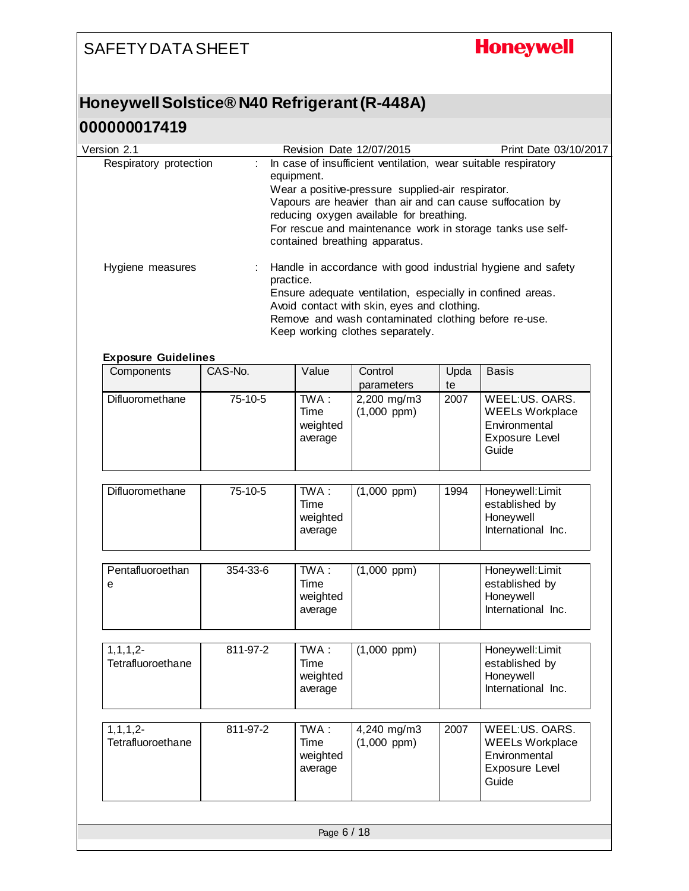| Respiratory protection | : | In case of insufficient ventilation, wear suitable respiratory equipment.<br>Wear a positive-pressure supplied-air respirator.<br>Vapours are heavier than air and can cause suffocation by reducing oxygen available for breathing.<br>For rescue and maintenance work in storage tanks use self-contained breathing apparatus. |
|---|---|---|
| Hygiene measures | : | Handle in accordance with good industrial hygiene and safety practice.<br>Ensure adequate ventilation, especially in confined areas.<br>Avoid contact with skin, eyes and clothing.<br>Remove and wash contaminated clothing before re-use.<br>Keep working clothes separately. |

**Exposure Guidelines**

| Components | CAS-No. | Value | Control parameters | Update | Basis |
|---|---|---|---|---|---|
| Difluoromethane | 75-10-5 | TWA : Time weighted average | 2,200 mg/m3 (1,000 ppm) | 2007 | WEEL:US. OARS. WEELs Workplace Environmental Exposure Level Guide |
| Difluoromethane | 75-10-5 | TWA : Time weighted average | (1,000 ppm) | 1994 | Honeywell:Limit established by Honeywell International Inc. |
| Pentafluoroethane | 354-33-6 | TWA : Time weighted average | (1,000 ppm) | | Honeywell:Limit established by Honeywell International Inc. |
| 1,1,1,2-Tetrafluoroethane | 811-97-2 | TWA : Time weighted average | (1,000 ppm) | | Honeywell:Limit established by Honeywell International Inc. |
| 1,1,1,2-Tetrafluoroethane | 811-97-2 | TWA : Time weighted average | 4,240 mg/m3 (1,000 ppm) | 2007 | WEEL:US. OARS. WEELs Workplace Environmental Exposure Level Guide |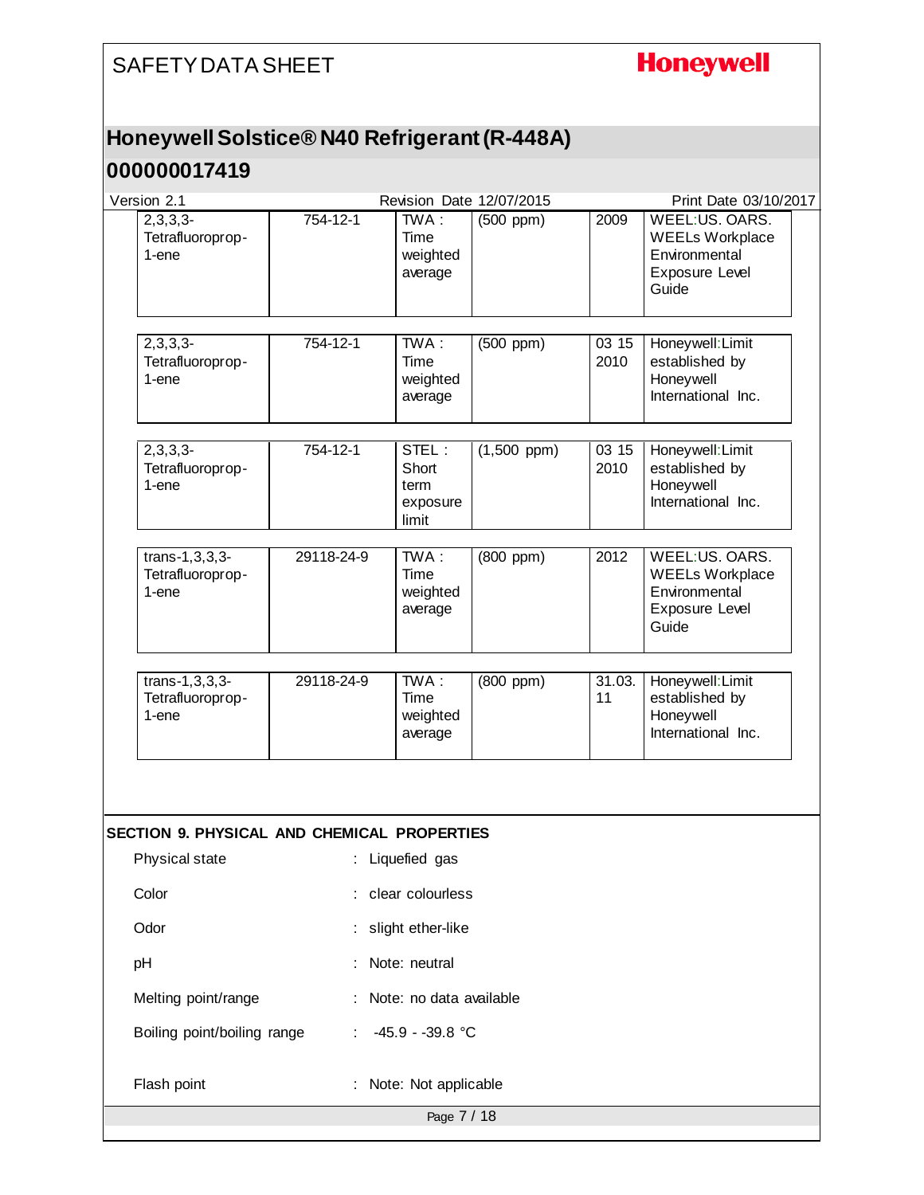| | | | | | |
|---|---|---|---|---|---|
| 2,3,3,3-Tetrafluoroprop-1-ene | 754-12-1 | TWA : Time weighted average | (500 ppm) | 2009 | WEEL:US. OARS. WEELs Workplace Environmental Exposure Level Guide |
| 2,3,3,3-Tetrafluoroprop-1-ene | 754-12-1 | TWA : Time weighted average | (500 ppm) | 03 15 2010 | Honeywell:Limit established by Honeywell International Inc. |
| 2,3,3,3-Tetrafluoroprop-1-ene | 754-12-1 | STEL : Short term exposure limit | (1,500 ppm) | 03 15 2010 | Honeywell:Limit established by Honeywell International Inc. |
| trans-1,3,3,3-Tetrafluoroprop-1-ene | 29118-24-9 | TWA : Time weighted average | (800 ppm) | 2012 | WEEL:US. OARS. WEELs Workplace Environmental Exposure Level Guide |
| trans-1,3,3,3-Tetrafluoroprop-1-ene | 29118-24-9 | TWA : Time weighted average | (800 ppm) | 31.03.11 | Honeywell:Limit established by Honeywell International Inc. |

## SECTION 9. PHYSICAL AND CHEMICAL PROPERTIES

Physical state : Liquefied gas

Color : clear colourless

Odor : slight ether-like

pH : Note: neutral

Melting point/range : Note: no data available

Boiling point/boiling range : -45.9 - -39.8 °C

Flash point : Note: Not applicable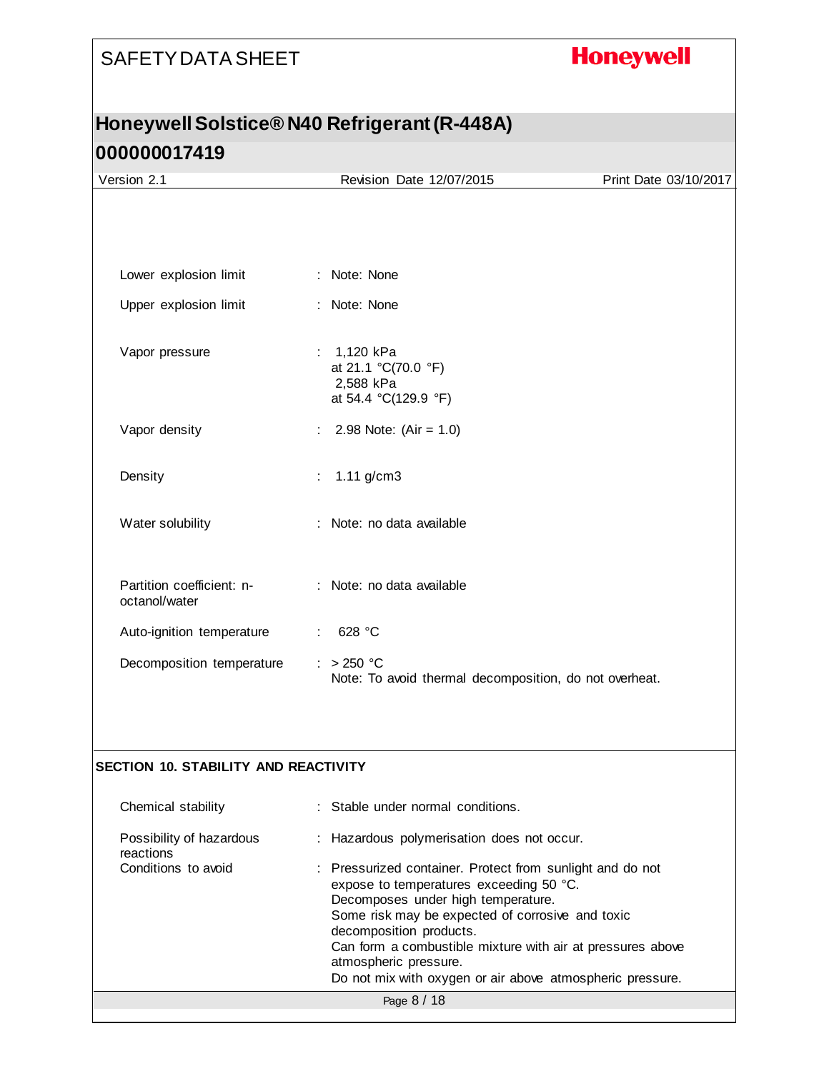| | | |
|---|---|---|
| Lower explosion limit | : | Note: None |
| Upper explosion limit | : | Note: None |
| Vapor pressure | : | 1,120 kPa<br>at 21.1 °C(70.0 °F)<br>2,588 kPa<br>at 54.4 °C(129.9 °F) |
| Vapor density | : | 2.98 Note: (Air = 1.0) |
| Density | : | 1.11 g/cm3 |
| Water solubility | : | Note: no data available |
| Partition coefficient: n-octanol/water | : | Note: no data available |
| Auto-ignition temperature | : | 628 °C |
| Decomposition temperature | : | > 250 °C<br>Note: To avoid thermal decomposition, do not overheat. |

## SECTION 10. STABILITY AND REACTIVITY

| | | |
|---|---|---|
| Chemical stability | : | Stable under normal conditions. |
| Possibility of hazardous reactions | : | Hazardous polymerisation does not occur. |
| Conditions to avoid | : | Pressurized container. Protect from sunlight and do not expose to temperatures exceeding 50 °C.<br>Decomposes under high temperature.<br>Some risk may be expected of corrosive and toxic decomposition products.<br>Can form a combustible mixture with air at pressures above atmospheric pressure.<br>Do not mix with oxygen or air above atmospheric pressure. |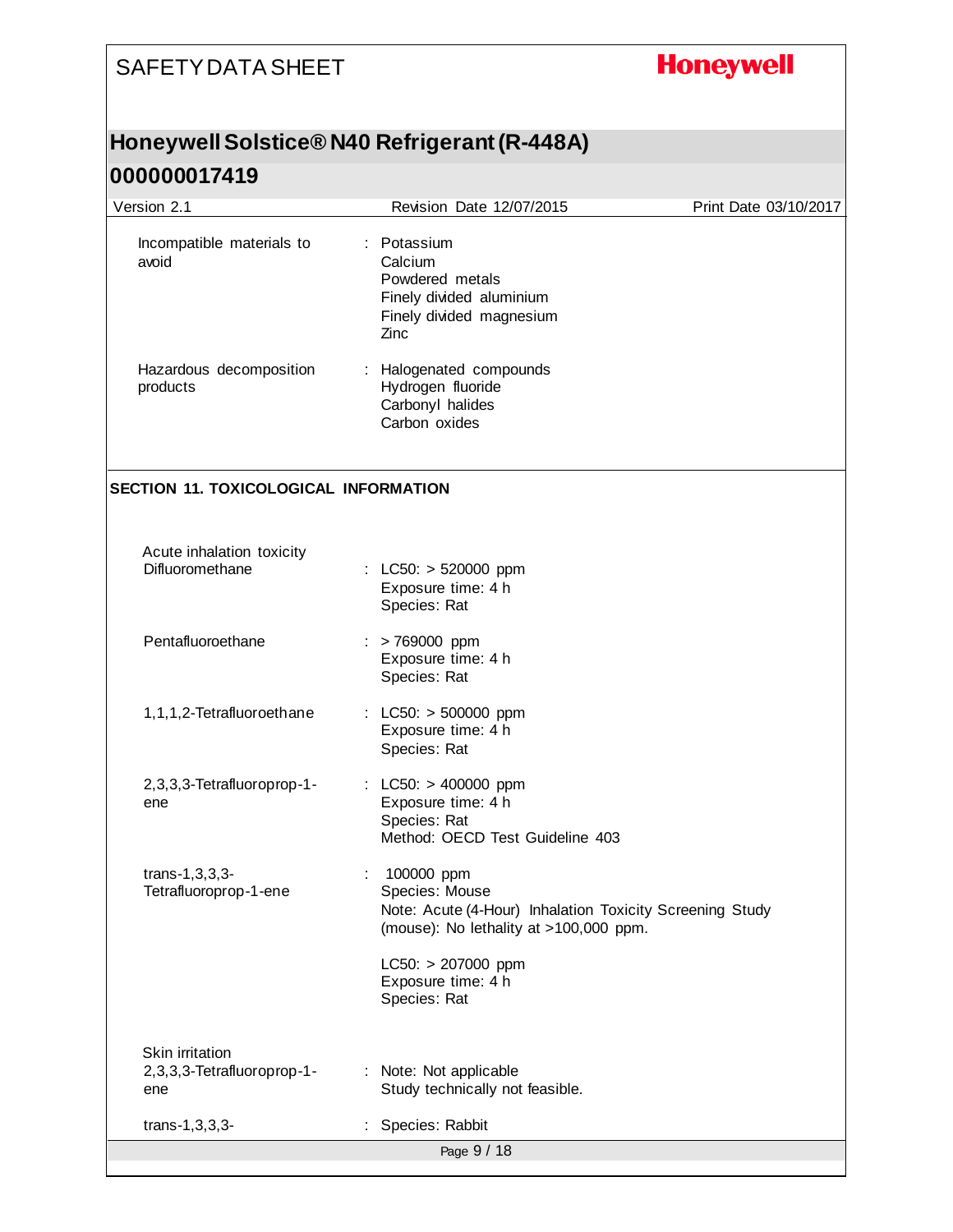| | | |
|---|---|---|
| Incompatible materials to avoid | : | Potassium<br>Calcium<br>Powdered metals<br>Finely divided aluminium<br>Finely divided magnesium<br>Zinc |
| Hazardous decomposition products | : | Halogenated compounds<br>Hydrogen fluoride<br>Carbonyl halides<br>Carbon oxides |

## SECTION 11. TOXICOLOGICAL INFORMATION

**Acute inhalation toxicity**

| | | |
|---|---|---|
| Difluoromethane | : | LC50: > 520000 ppm<br>Exposure time: 4 h<br>Species: Rat |
| Pentafluoroethane | : | > 769000 ppm<br>Exposure time: 4 h<br>Species: Rat |
| 1,1,1,2-Tetrafluoroethane | : | LC50: > 500000 ppm<br>Exposure time: 4 h<br>Species: Rat |
| 2,3,3,3-Tetrafluoroprop-1-ene | : | LC50: > 400000 ppm<br>Exposure time: 4 h<br>Species: Rat<br>Method: OECD Test Guideline 403 |
| trans-1,3,3,3-Tetrafluoroprop-1-ene | : | 100000 ppm<br>Species: Mouse<br>Note: Acute (4-Hour) Inhalation Toxicity Screening Study (mouse): No lethality at >100,000 ppm.<br><br>LC50: > 207000 ppm<br>Exposure time: 4 h<br>Species: Rat |

**Skin irritation**

| | | |
|---|---|---|
| 2,3,3,3-Tetrafluoroprop-1-ene | : | Note: Not applicable<br>Study technically not feasible. |
| trans-1,3,3,3- | : | Species: Rabbit |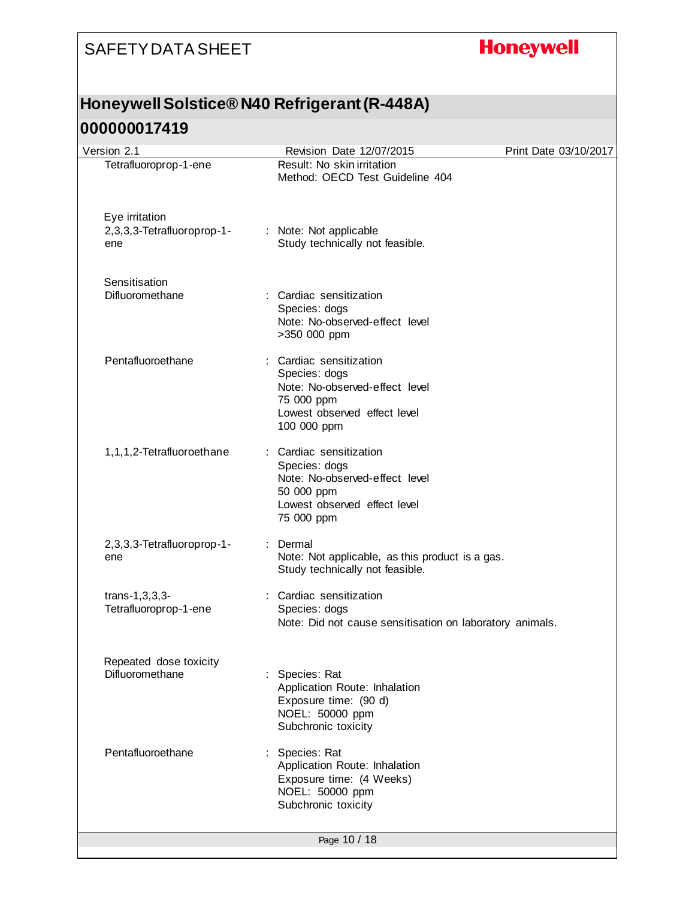Tetrafluoroprop-1-ene

Result: No skin irritation
Method: OECD Test Guideline 404

**Eye irritation**

2,3,3,3-Tetrafluoroprop-1-ene : Note: Not applicable
Study technically not feasible.

**Sensitisation**

Difluoromethane : Cardiac sensitization
Species: dogs
Note: No-observed-effect level
>350 000 ppm

Pentafluoroethane : Cardiac sensitization
Species: dogs
Note: No-observed-effect level
75 000 ppm
Lowest observed effect level
100 000 ppm

1,1,1,2-Tetrafluoroethane : Cardiac sensitization
Species: dogs
Note: No-observed-effect level
50 000 ppm
Lowest observed effect level
75 000 ppm

2,3,3,3-Tetrafluoroprop-1-ene : Dermal
Note: Not applicable, as this product is a gas.
Study technically not feasible.

trans-1,3,3,3-Tetrafluoroprop-1-ene : Cardiac sensitization
Species: dogs
Note: Did not cause sensitisation on laboratory animals.

**Repeated dose toxicity**

Difluoromethane : Species: Rat
Application Route: Inhalation
Exposure time: (90 d)
NOEL: 50000 ppm
Subchronic toxicity

Pentafluoroethane : Species: Rat
Application Route: Inhalation
Exposure time: (4 Weeks)
NOEL: 50000 ppm
Subchronic toxicity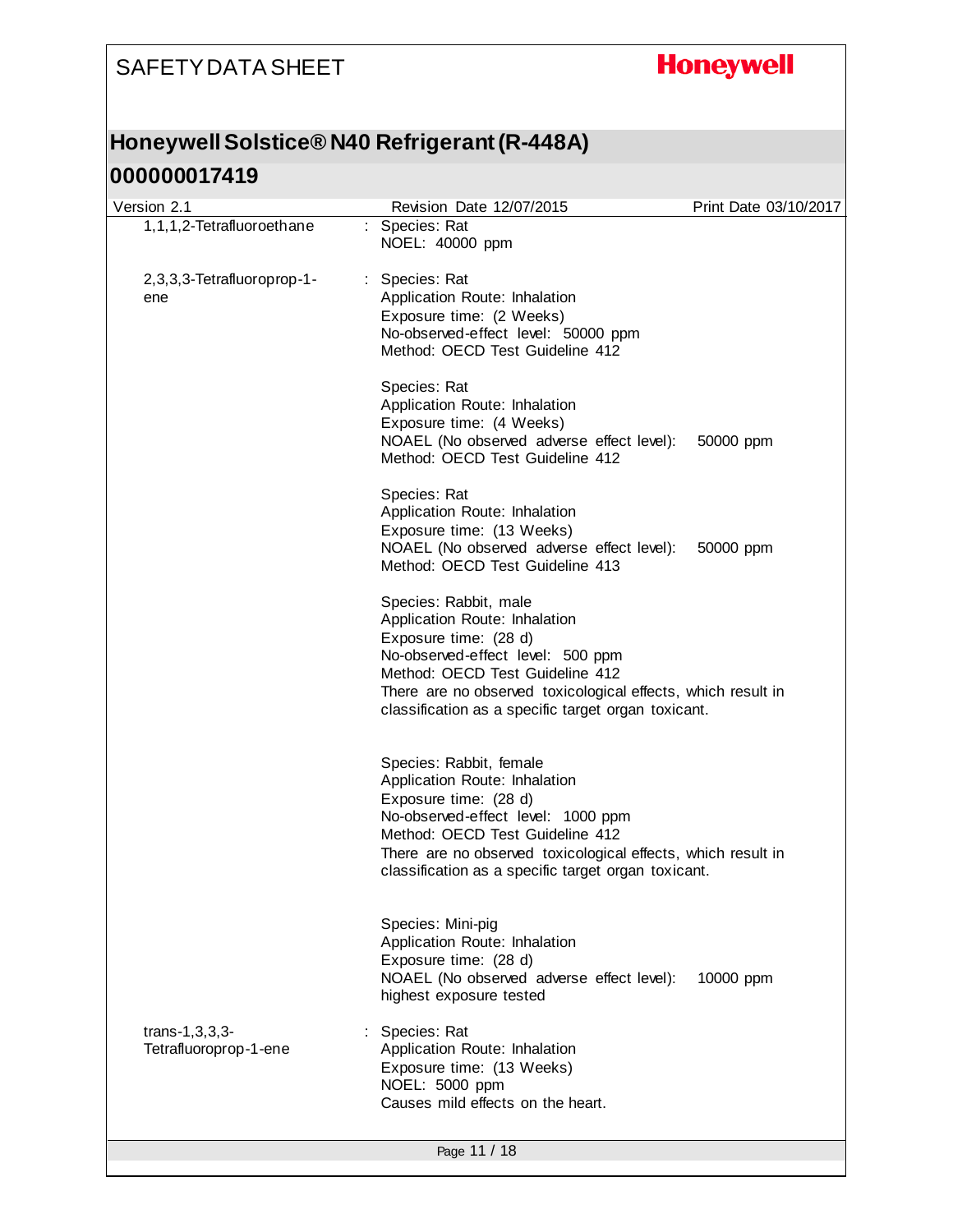1,1,1,2-Tetrafluoroethane : Species: Rat
NOEL: 40000 ppm

2,3,3,3-Tetrafluoroprop-1-ene : Species: Rat
Application Route: Inhalation
Exposure time: (2 Weeks)
No-observed-effect level: 50000 ppm
Method: OECD Test Guideline 412

Species: Rat
Application Route: Inhalation
Exposure time: (4 Weeks)
NOAEL (No observed adverse effect level): 50000 ppm
Method: OECD Test Guideline 412

Species: Rat
Application Route: Inhalation
Exposure time: (13 Weeks)
NOAEL (No observed adverse effect level): 50000 ppm
Method: OECD Test Guideline 413

Species: Rabbit, male
Application Route: Inhalation
Exposure time: (28 d)
No-observed-effect level: 500 ppm
Method: OECD Test Guideline 412
There are no observed toxicological effects, which result in classification as a specific target organ toxicant.

Species: Rabbit, female
Application Route: Inhalation
Exposure time: (28 d)
No-observed-effect level: 1000 ppm
Method: OECD Test Guideline 412
There are no observed toxicological effects, which result in classification as a specific target organ toxicant.

Species: Mini-pig
Application Route: Inhalation
Exposure time: (28 d)
NOAEL (No observed adverse effect level): 10000 ppm
highest exposure tested

trans-1,3,3,3-Tetrafluoroprop-1-ene : Species: Rat
Application Route: Inhalation
Exposure time: (13 Weeks)
NOEL: 5000 ppm
Causes mild effects on the heart.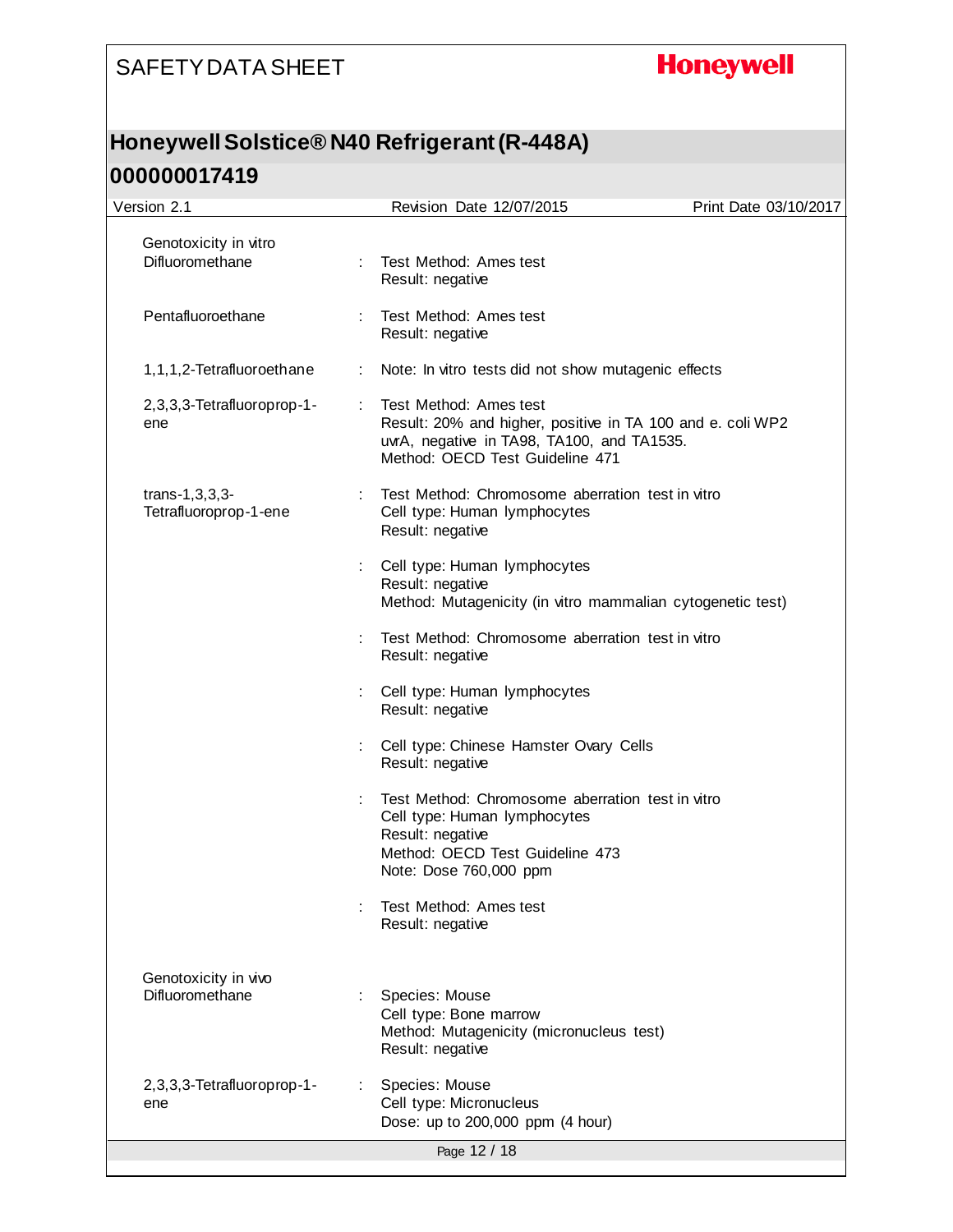Genotoxicity in vitro

| | | |
|---|---|---|
| Difluoromethane | : | Test Method: Ames test<br>Result: negative |
| Pentafluoroethane | : | Test Method: Ames test<br>Result: negative |
| 1,1,1,2-Tetrafluoroethane | : | Note: In vitro tests did not show mutagenic effects |
| 2,3,3,3-Tetrafluoroprop-1-ene | : | Test Method: Ames test<br>Result: 20% and higher, positive in TA 100 and e. coli WP2 uvrA, negative in TA98, TA100, and TA1535.<br>Method: OECD Test Guideline 471 |
| trans-1,3,3,3-Tetrafluoroprop-1-ene | : | Test Method: Chromosome aberration test in vitro<br>Cell type: Human lymphocytes<br>Result: negative |
| | : | Cell type: Human lymphocytes<br>Result: negative<br>Method: Mutagenicity (in vitro mammalian cytogenetic test) |
| | : | Test Method: Chromosome aberration test in vitro<br>Result: negative |
| | : | Cell type: Human lymphocytes<br>Result: negative |
| | : | Cell type: Chinese Hamster Ovary Cells<br>Result: negative |
| | : | Test Method: Chromosome aberration test in vitro<br>Cell type: Human lymphocytes<br>Result: negative<br>Method: OECD Test Guideline 473<br>Note: Dose 760,000 ppm |
| | : | Test Method: Ames test<br>Result: negative |

Genotoxicity in vivo

| | | |
|---|---|---|
| Difluoromethane | : | Species: Mouse<br>Cell type: Bone marrow<br>Method: Mutagenicity (micronucleus test)<br>Result: negative |
| 2,3,3,3-Tetrafluoroprop-1-ene | : | Species: Mouse<br>Cell type: Micronucleus<br>Dose: up to 200,000 ppm (4 hour) |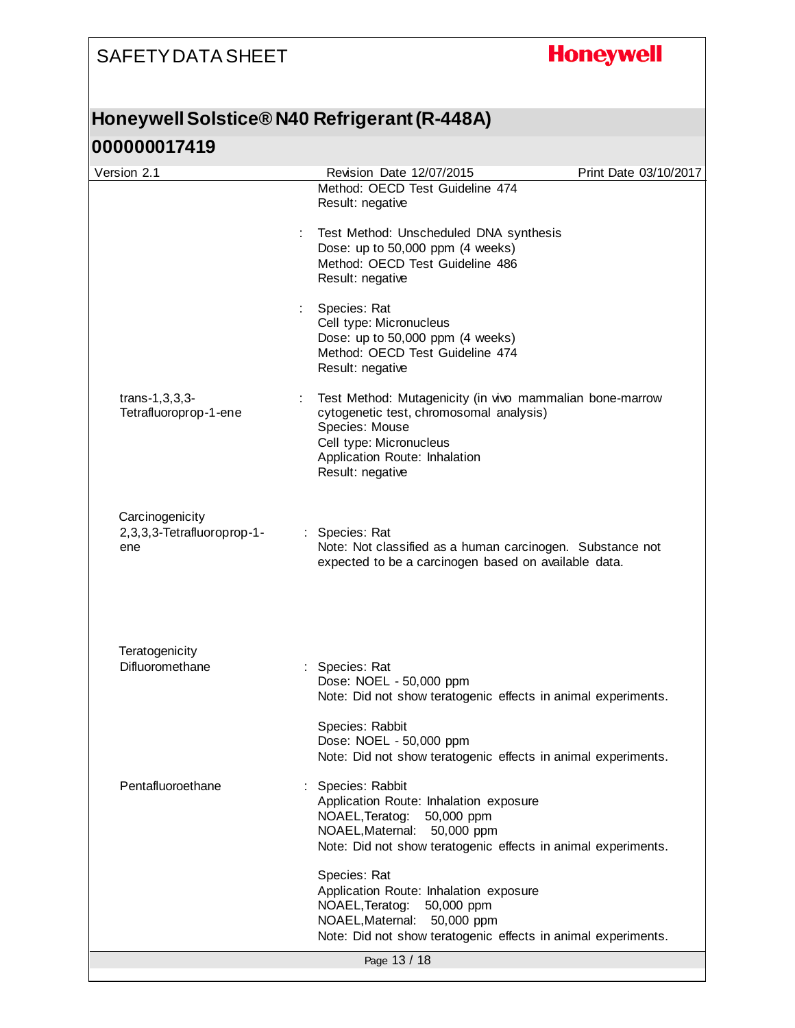Method: OECD Test Guideline 474
Result: negative

: Test Method: Unscheduled DNA synthesis
Dose: up to 50,000 ppm (4 weeks)
Method: OECD Test Guideline 486
Result: negative

: Species: Rat
Cell type: Micronucleus
Dose: up to 50,000 ppm (4 weeks)
Method: OECD Test Guideline 474
Result: negative

trans-1,3,3,3-Tetrafluoroprop-1-ene : Test Method: Mutagenicity (in vivo mammalian bone-marrow cytogenetic test, chromosomal analysis)
Species: Mouse
Cell type: Micronucleus
Application Route: Inhalation
Result: negative

Carcinogenicity

2,3,3,3-Tetrafluoroprop-1-ene : Species: Rat
Note: Not classified as a human carcinogen. Substance not expected to be a carcinogen based on available data.

Teratogenicity

Difluoromethane : Species: Rat
Dose: NOEL - 50,000 ppm
Note: Did not show teratogenic effects in animal experiments.

Species: Rabbit
Dose: NOEL - 50,000 ppm
Note: Did not show teratogenic effects in animal experiments.

Pentafluoroethane : Species: Rabbit
Application Route: Inhalation exposure
NOAEL,Teratog: 50,000 ppm
NOAEL,Maternal: 50,000 ppm
Note: Did not show teratogenic effects in animal experiments.

Species: Rat
Application Route: Inhalation exposure
NOAEL,Teratog: 50,000 ppm
NOAEL,Maternal: 50,000 ppm
Note: Did not show teratogenic effects in animal experiments.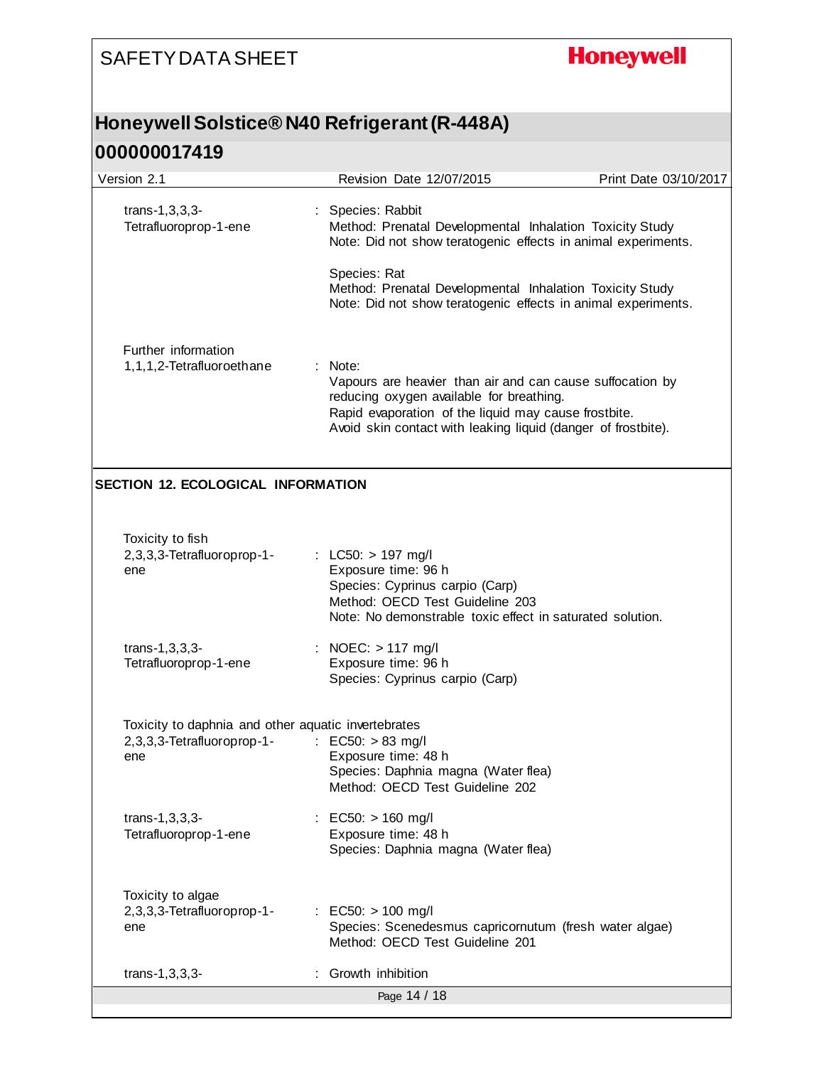trans-1,3,3,3-Tetrafluoroprop-1-ene : Species: Rabbit
Method: Prenatal Developmental Inhalation Toxicity Study
Note: Did not show teratogenic effects in animal experiments.

Species: Rat
Method: Prenatal Developmental Inhalation Toxicity Study
Note: Did not show teratogenic effects in animal experiments.

Further information

1,1,1,2-Tetrafluoroethane : Note:
Vapours are heavier than air and can cause suffocation by reducing oxygen available for breathing.
Rapid evaporation of the liquid may cause frostbite.
Avoid skin contact with leaking liquid (danger of frostbite).

## SECTION 12. ECOLOGICAL INFORMATION

Toxicity to fish

2,3,3,3-Tetrafluoroprop-1-ene : LC50: > 197 mg/l
Exposure time: 96 h
Species: Cyprinus carpio (Carp)
Method: OECD Test Guideline 203
Note: No demonstrable toxic effect in saturated solution.

trans-1,3,3,3-Tetrafluoroprop-1-ene : NOEC: > 117 mg/l
Exposure time: 96 h
Species: Cyprinus carpio (Carp)

Toxicity to daphnia and other aquatic invertebrates

2,3,3,3-Tetrafluoroprop-1-ene : EC50: > 83 mg/l
Exposure time: 48 h
Species: Daphnia magna (Water flea)
Method: OECD Test Guideline 202

trans-1,3,3,3-Tetrafluoroprop-1-ene : EC50: > 160 mg/l
Exposure time: 48 h
Species: Daphnia magna (Water flea)

Toxicity to algae

2,3,3,3-Tetrafluoroprop-1-ene : EC50: > 100 mg/l
Species: Scenedesmus capricornutum (fresh water algae)
Method: OECD Test Guideline 201

trans-1,3,3,3- : Growth inhibition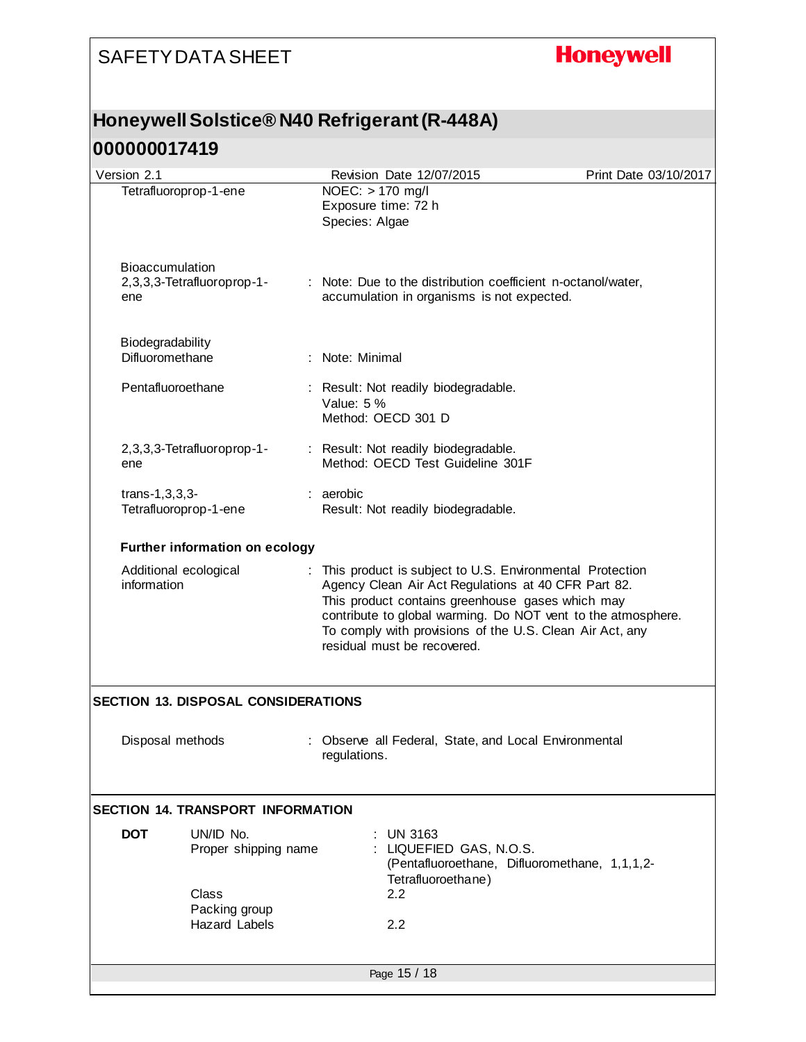| | |
|---|---|
| Tetrafluoroprop-1-ene | NOEC: > 170 mg/l<br>Exposure time: 72 h<br>Species: Algae |

**Bioaccumulation**

| | |
|---|---|
| 2,3,3,3-Tetrafluoroprop-1-ene | : Note: Due to the distribution coefficient n-octanol/water, accumulation in organisms is not expected. |

**Biodegradability**

| | |
|---|---|
| Difluoromethane | : Note: Minimal |
| Pentafluoroethane | : Result: Not readily biodegradable.<br>Value: 5 %<br>Method: OECD 301 D |
| 2,3,3,3-Tetrafluoroprop-1-ene | : Result: Not readily biodegradable.<br>Method: OECD Test Guideline 301F |
| trans-1,3,3,3-Tetrafluoroprop-1-ene | : aerobic<br>Result: Not readily biodegradable. |

**Further information on ecology**

| | |
|---|---|
| Additional ecological information | : This product is subject to U.S. Environmental Protection Agency Clean Air Act Regulations at 40 CFR Part 82. This product contains greenhouse gases which may contribute to global warming. Do NOT vent to the atmosphere. To comply with provisions of the U.S. Clean Air Act, any residual must be recovered. |

## SECTION 13. DISPOSAL CONSIDERATIONS

| | |
|---|---|
| Disposal methods | : Observe all Federal, State, and Local Environmental regulations. |

## SECTION 14. TRANSPORT INFORMATION

**DOT**

| | |
|---|---|
| UN/ID No. | : UN 3163 |
| Proper shipping name | : LIQUEFIED GAS, N.O.S.<br>(Pentafluoroethane, Difluoromethane, 1,1,1,2-Tetrafluoroethane) |
| Class | 2.2 |
| Packing group | |
| Hazard Labels | 2.2 |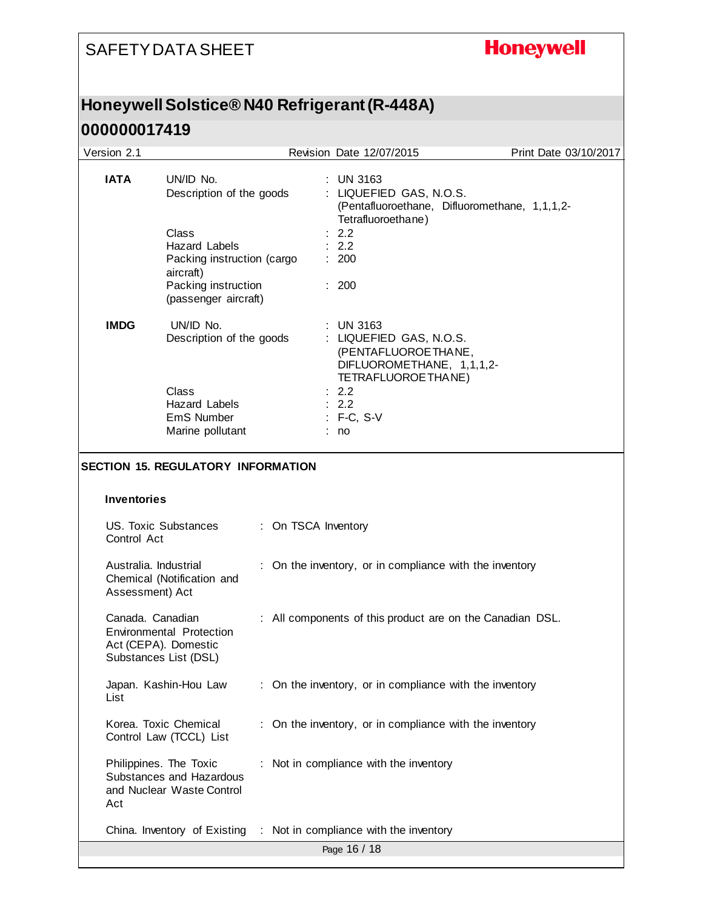| | | | |
|---|---|---|---|
| **IATA** | UN/ID No. | : | UN 3163 |
| | Description of the goods | : | LIQUEFIED GAS, N.O.S. (Pentafluoroethane, Difluoromethane, 1,1,1,2-Tetrafluoroethane) |
| | Class | : | 2.2 |
| | Hazard Labels | : | 2.2 |
| | Packing instruction (cargo aircraft) | : | 200 |
| | Packing instruction (passenger aircraft) | : | 200 |
| **IMDG** | UN/ID No. | : | UN 3163 |
| | Description of the goods | : | LIQUEFIED GAS, N.O.S. (PENTAFLUOROETHANE, DIFLUOROMETHANE, 1,1,1,2-TETRAFLUOROETHANE) |
| | Class | : | 2.2 |
| | Hazard Labels | : | 2.2 |
| | EmS Number | : | F-C, S-V |
| | Marine pollutant | : | no |

## SECTION 15. REGULATORY INFORMATION

### Inventories

| | | |
|---|---|---|
| US. Toxic Substances Control Act | : | On TSCA Inventory |
| Australia. Industrial Chemical (Notification and Assessment) Act | : | On the inventory, or in compliance with the inventory |
| Canada. Canadian Environmental Protection Act (CEPA). Domestic Substances List (DSL) | : | All components of this product are on the Canadian DSL. |
| Japan. Kashin-Hou Law List | : | On the inventory, or in compliance with the inventory |
| Korea. Toxic Chemical Control Law (TCCL) List | : | On the inventory, or in compliance with the inventory |
| Philippines. The Toxic Substances and Hazardous and Nuclear Waste Control Act | : | Not in compliance with the inventory |
| China. Inventory of Existing | : | Not in compliance with the inventory |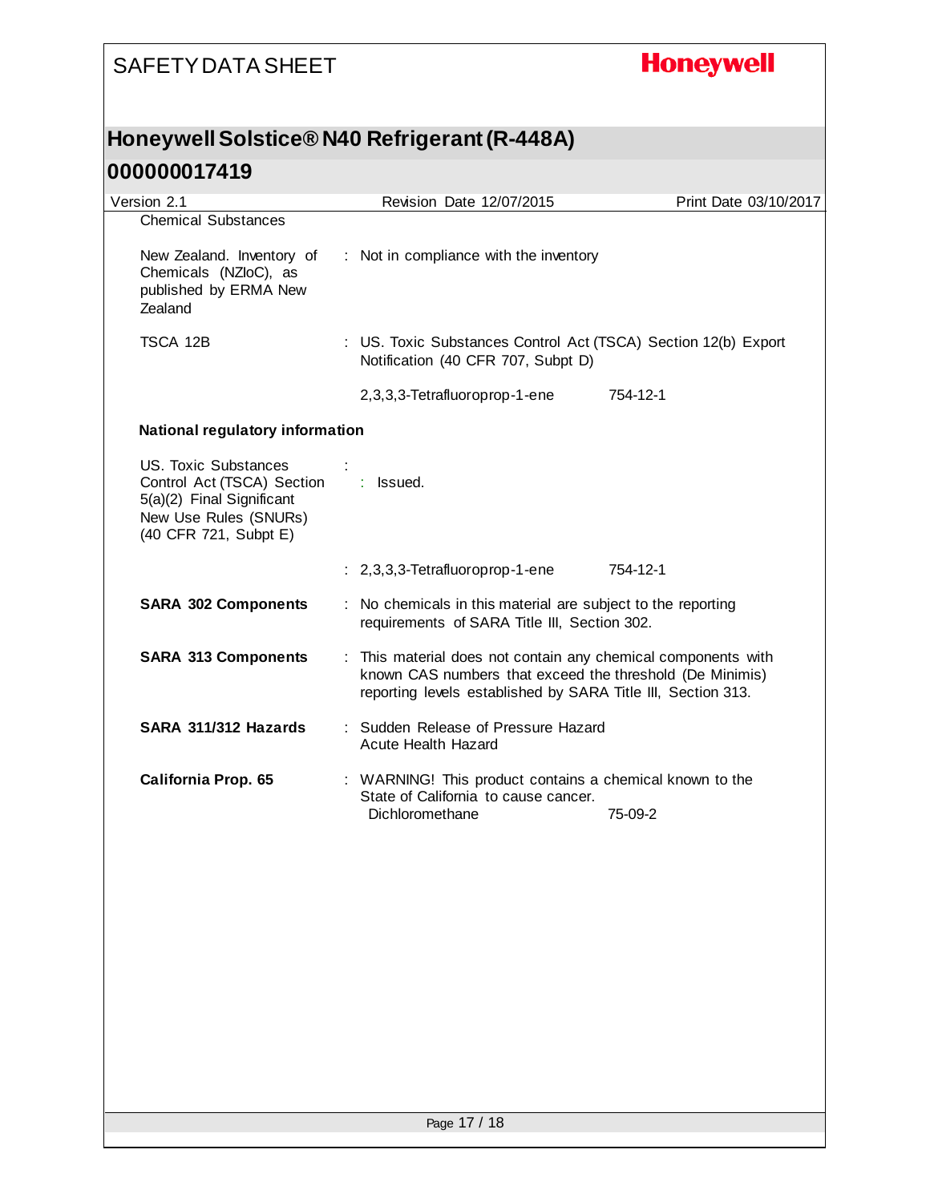Chemical Substances

| | |
|---|---|
| New Zealand. Inventory of Chemicals (NZIoC), as published by ERMA New Zealand | : Not in compliance with the inventory |
| TSCA 12B | : US. Toxic Substances Control Act (TSCA) Section 12(b) Export Notification (40 CFR 707, Subpt D) |
| | 2,3,3,3-Tetrafluoroprop-1-ene 754-12-1 |

**National regulatory information**

| | |
|---|---|
| US. Toxic Substances Control Act (TSCA) Section 5(a)(2) Final Significant New Use Rules (SNURs) (40 CFR 721, Subpt E) | : : Issued. |
| | : 2,3,3,3-Tetrafluoroprop-1-ene 754-12-1 |
| **SARA 302 Components** | : No chemicals in this material are subject to the reporting requirements of SARA Title III, Section 302. |
| **SARA 313 Components** | : This material does not contain any chemical components with known CAS numbers that exceed the threshold (De Minimis) reporting levels established by SARA Title III, Section 313. |
| **SARA 311/312 Hazards** | : Sudden Release of Pressure Hazard<br>Acute Health Hazard |
| **California Prop. 65** | : WARNING! This product contains a chemical known to the State of California to cause cancer.<br>Dichloromethane 75-09-2 |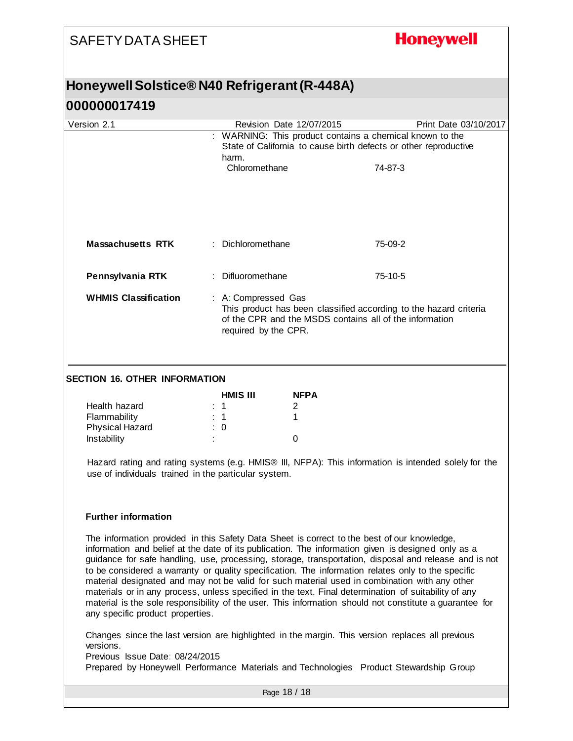| | | |
|---|---|---|
| | : WARNING: This product contains a chemical known to the State of California to cause birth defects or other reproductive harm. | |
| | Chloromethane | 74-87-3 |
| **Massachusetts RTK** | : Dichloromethane | 75-09-2 |
| **Pennsylvania RTK** | : Difluoromethane | 75-10-5 |
| **WHMIS Classification** | : A: Compressed Gas<br>This product has been classified according to the hazard criteria of the CPR and the MSDS contains all of the information required by the CPR. | |

## SECTION 16. OTHER INFORMATION

| | HMIS III | NFPA |
|---|---|---|
| Health hazard | : 1 | 2 |
| Flammability | : 1 | 1 |
| Physical Hazard | : 0 | |
| Instability | : | 0 |

Hazard rating and rating systems (e.g. HMIS® III, NFPA): This information is intended solely for the use of individuals trained in the particular system.

**Further information**

The information provided in this Safety Data Sheet is correct to the best of our knowledge, information and belief at the date of its publication. The information given is designed only as a guidance for safe handling, use, processing, storage, transportation, disposal and release and is not to be considered a warranty or quality specification. The information relates only to the specific material designated and may not be valid for such material used in combination with any other materials or in any process, unless specified in the text. Final determination of suitability of any material is the sole responsibility of the user. This information should not constitute a guarantee for any specific product properties.

Changes since the last version are highlighted in the margin. This version replaces all previous versions.
Previous Issue Date: 08/24/2015
Prepared by Honeywell Performance Materials and Technologies Product Stewardship Group